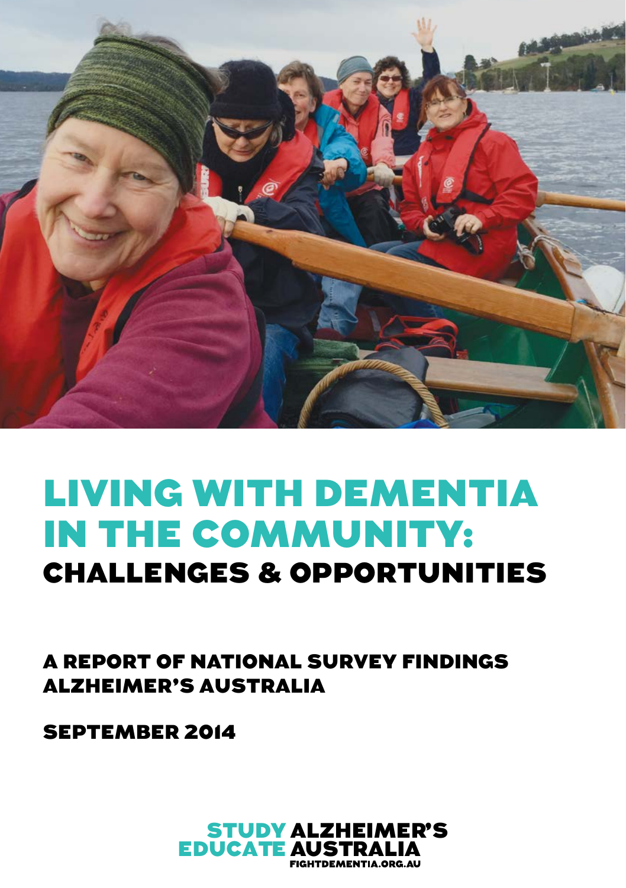# LIVING WITH DEMENTIA IN THE COMMUNITY: CHALLENGES & OPPORTUNITIES

## A REPORT OF NATIONAL SURVEY FINDINGS ALZHEIMER'S AUSTRALIA

SEPTEMBER 2014

STUDY ALZHEIMER'S
EDUCATE AUSTRALIA
FIGHTDEMENTIA.ORG.AU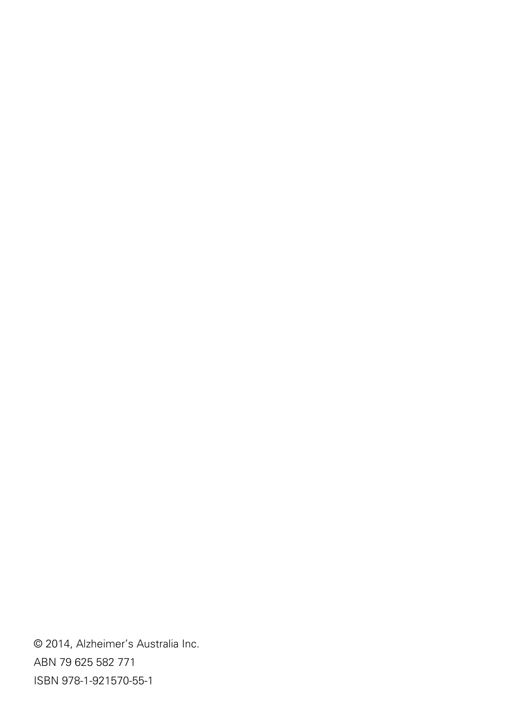© 2014, Alzheimer's Australia Inc.

ABN 79 625 582 771

ISBN 978-1-921570-55-1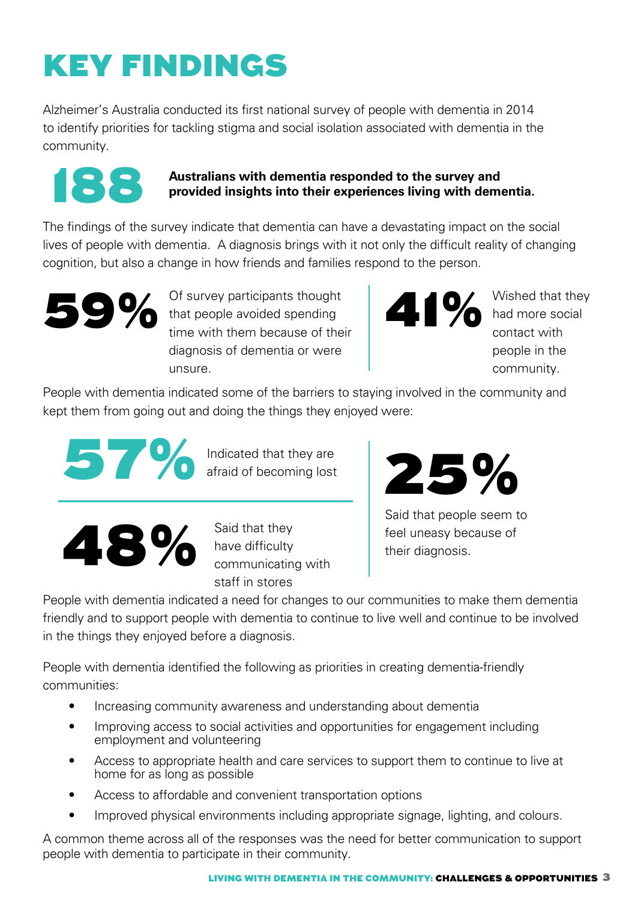# KEY FINDINGS

Alzheimer's Australia conducted its first national survey of people with dementia in 2014 to identify priorities for tackling stigma and social isolation associated with dementia in the community.

**188** **Australians with dementia responded to the survey and provided insights into their experiences living with dementia.**

The findings of the survey indicate that dementia can have a devastating impact on the social lives of people with dementia. A diagnosis brings with it not only the difficult reality of changing cognition, but also a change in how friends and families respond to the person.

**59%** Of survey participants thought that people avoided spending time with them because of their diagnosis of dementia or were unsure.

**41%** Wished that they had more social contact with people in the community.

People with dementia indicated some of the barriers to staying involved in the community and kept them from going out and doing the things they enjoyed were:

**57%** Indicated that they are afraid of becoming lost

**48%** Said that they have difficulty communicating with staff in stores

**25%** Said that people seem to feel uneasy because of their diagnosis.

People with dementia indicated a need for changes to our communities to make them dementia friendly and to support people with dementia to continue to live well and continue to be involved in the things they enjoyed before a diagnosis.

People with dementia identified the following as priorities in creating dementia-friendly communities:

- Increasing community awareness and understanding about dementia
- Improving access to social activities and opportunities for engagement including employment and volunteering
- Access to appropriate health and care services to support them to continue to live at home for as long as possible
- Access to affordable and convenient transportation options
- Improved physical environments including appropriate signage, lighting, and colours.

A common theme across all of the responses was the need for better communication to support people with dementia to participate in their community.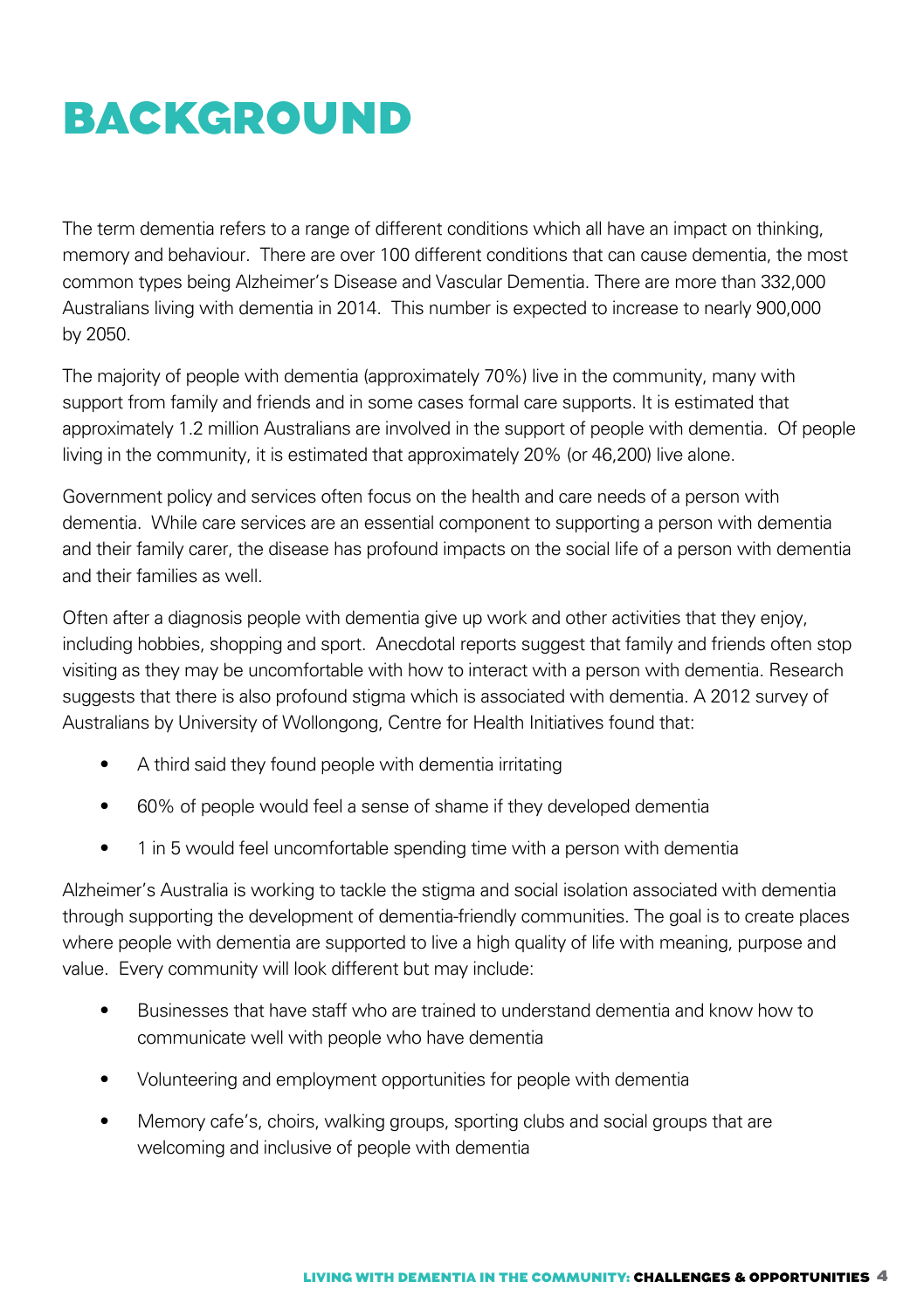# BACKGROUND

The term dementia refers to a range of different conditions which all have an impact on thinking, memory and behaviour. There are over 100 different conditions that can cause dementia, the most common types being Alzheimer's Disease and Vascular Dementia. There are more than 332,000 Australians living with dementia in 2014. This number is expected to increase to nearly 900,000 by 2050.

The majority of people with dementia (approximately 70%) live in the community, many with support from family and friends and in some cases formal care supports. It is estimated that approximately 1.2 million Australians are involved in the support of people with dementia. Of people living in the community, it is estimated that approximately 20% (or 46,200) live alone.

Government policy and services often focus on the health and care needs of a person with dementia. While care services are an essential component to supporting a person with dementia and their family carer, the disease has profound impacts on the social life of a person with dementia and their families as well.

Often after a diagnosis people with dementia give up work and other activities that they enjoy, including hobbies, shopping and sport. Anecdotal reports suggest that family and friends often stop visiting as they may be uncomfortable with how to interact with a person with dementia. Research suggests that there is also profound stigma which is associated with dementia. A 2012 survey of Australians by University of Wollongong, Centre for Health Initiatives found that:

- A third said they found people with dementia irritating
- 60% of people would feel a sense of shame if they developed dementia
- 1 in 5 would feel uncomfortable spending time with a person with dementia

Alzheimer's Australia is working to tackle the stigma and social isolation associated with dementia through supporting the development of dementia-friendly communities. The goal is to create places where people with dementia are supported to live a high quality of life with meaning, purpose and value. Every community will look different but may include:

- Businesses that have staff who are trained to understand dementia and know how to communicate well with people who have dementia
- Volunteering and employment opportunities for people with dementia
- Memory cafe's, choirs, walking groups, sporting clubs and social groups that are welcoming and inclusive of people with dementia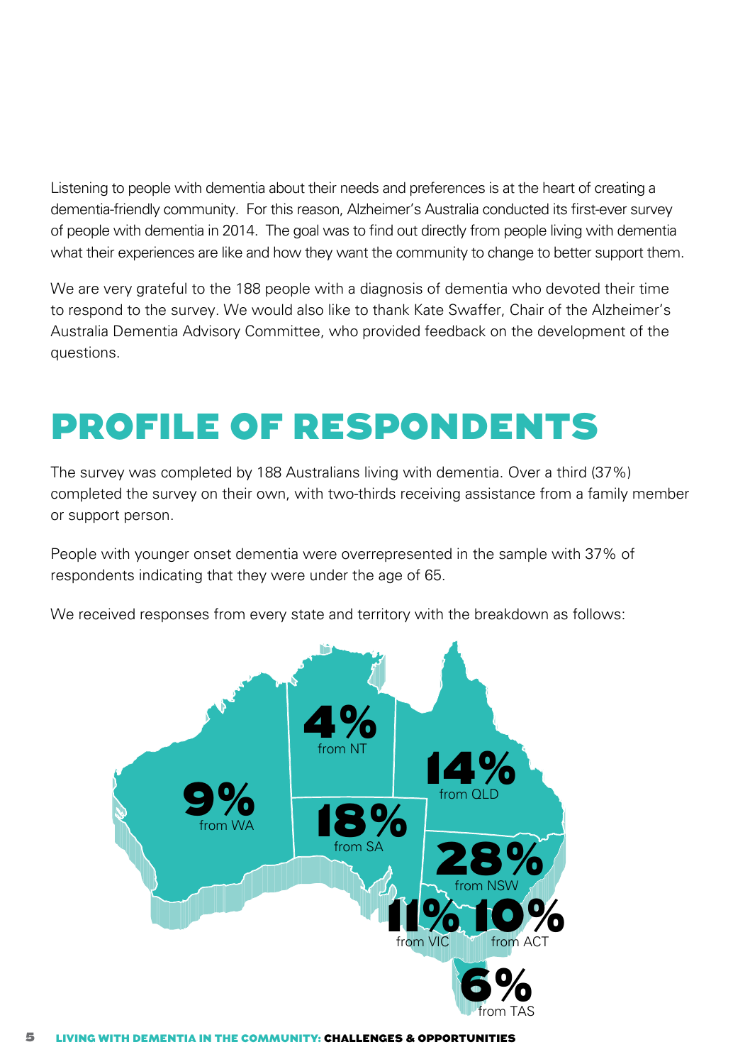Listening to people with dementia about their needs and preferences is at the heart of creating a dementia-friendly community. For this reason, Alzheimer's Australia conducted its first-ever survey of people with dementia in 2014. The goal was to find out directly from people living with dementia what their experiences are like and how they want the community to change to better support them.

We are very grateful to the 188 people with a diagnosis of dementia who devoted their time to respond to the survey. We would also like to thank Kate Swaffer, Chair of the Alzheimer's Australia Dementia Advisory Committee, who provided feedback on the development of the questions.

# PROFILE OF RESPONDENTS

The survey was completed by 188 Australians living with dementia. Over a third (37%) completed the survey on their own, with two-thirds receiving assistance from a family member or support person.

People with younger onset dementia were overrepresented in the sample with 37% of respondents indicating that they were under the age of 65.

We received responses from every state and territory with the breakdown as follows:

**4%** from NT

**14%** from QLD

**9%** from WA

**18%** from SA

**28%** from NSW

**11%** from VIC

**10%** from ACT

**6%** from TAS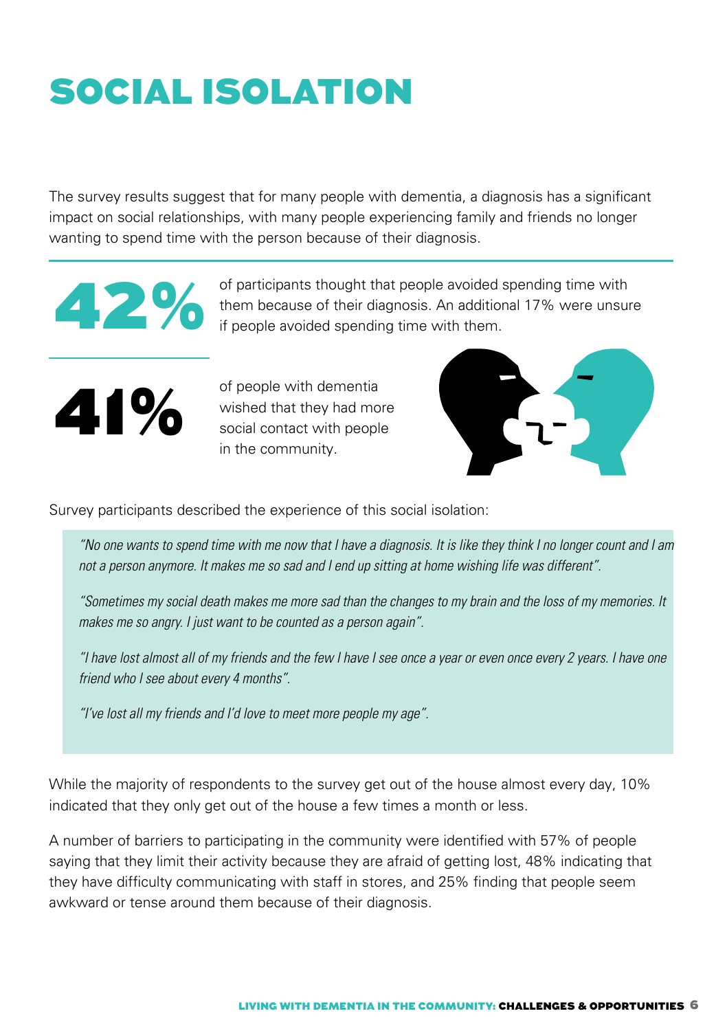# SOCIAL ISOLATION

The survey results suggest that for many people with dementia, a diagnosis has a significant impact on social relationships, with many people experiencing family and friends no longer wanting to spend time with the person because of their diagnosis.

**42%** of participants thought that people avoided spending time with them because of their diagnosis. An additional 17% were unsure if people avoided spending time with them.

**41%** of people with dementia wished that they had more social contact with people in the community.

Survey participants described the experience of this social isolation:

> *"No one wants to spend time with me now that I have a diagnosis. It is like they think I no longer count and I am not a person anymore. It makes me so sad and I end up sitting at home wishing life was different".*
>
> *"Sometimes my social death makes me more sad than the changes to my brain and the loss of my memories. It makes me so angry. I just want to be counted as a person again".*
>
> *"I have lost almost all of my friends and the few I have I see once a year or even once every 2 years. I have one friend who I see about every 4 months".*
>
> *"I've lost all my friends and I'd love to meet more people my age".*

While the majority of respondents to the survey get out of the house almost every day, 10% indicated that they only get out of the house a few times a month or less.

A number of barriers to participating in the community were identified with 57% of people saying that they limit their activity because they are afraid of getting lost, 48% indicating that they have difficulty communicating with staff in stores, and 25% finding that people seem awkward or tense around them because of their diagnosis.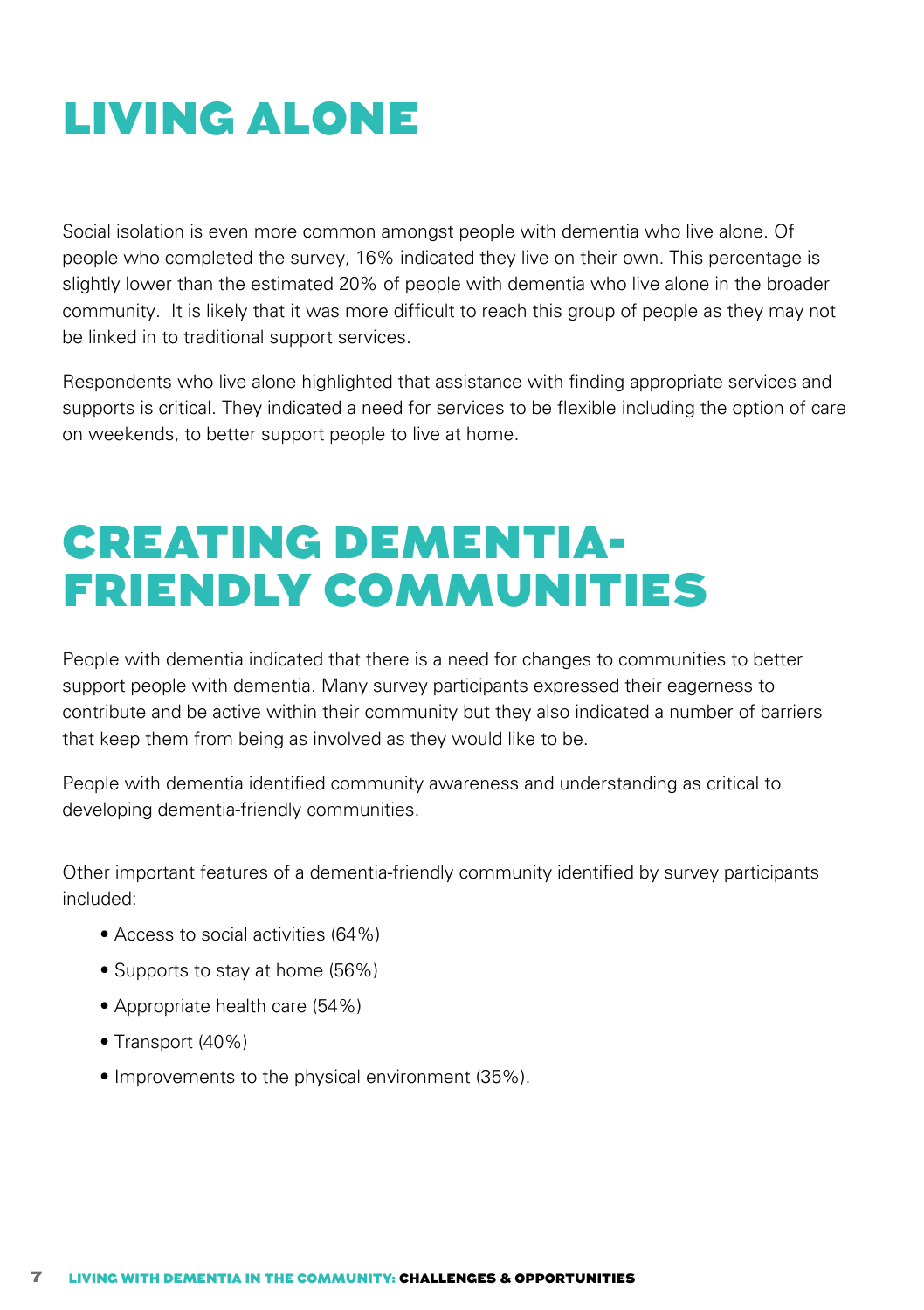# LIVING ALONE

Social isolation is even more common amongst people with dementia who live alone. Of people who completed the survey, 16% indicated they live on their own. This percentage is slightly lower than the estimated 20% of people with dementia who live alone in the broader community. It is likely that it was more difficult to reach this group of people as they may not be linked in to traditional support services.

Respondents who live alone highlighted that assistance with finding appropriate services and supports is critical. They indicated a need for services to be flexible including the option of care on weekends, to better support people to live at home.

# CREATING DEMENTIA-FRIENDLY COMMUNITIES

People with dementia indicated that there is a need for changes to communities to better support people with dementia. Many survey participants expressed their eagerness to contribute and be active within their community but they also indicated a number of barriers that keep them from being as involved as they would like to be.

People with dementia identified community awareness and understanding as critical to developing dementia-friendly communities.

Other important features of a dementia-friendly community identified by survey participants included:

- Access to social activities (64%)
- Supports to stay at home (56%)
- Appropriate health care (54%)
- Transport (40%)
- Improvements to the physical environment (35%).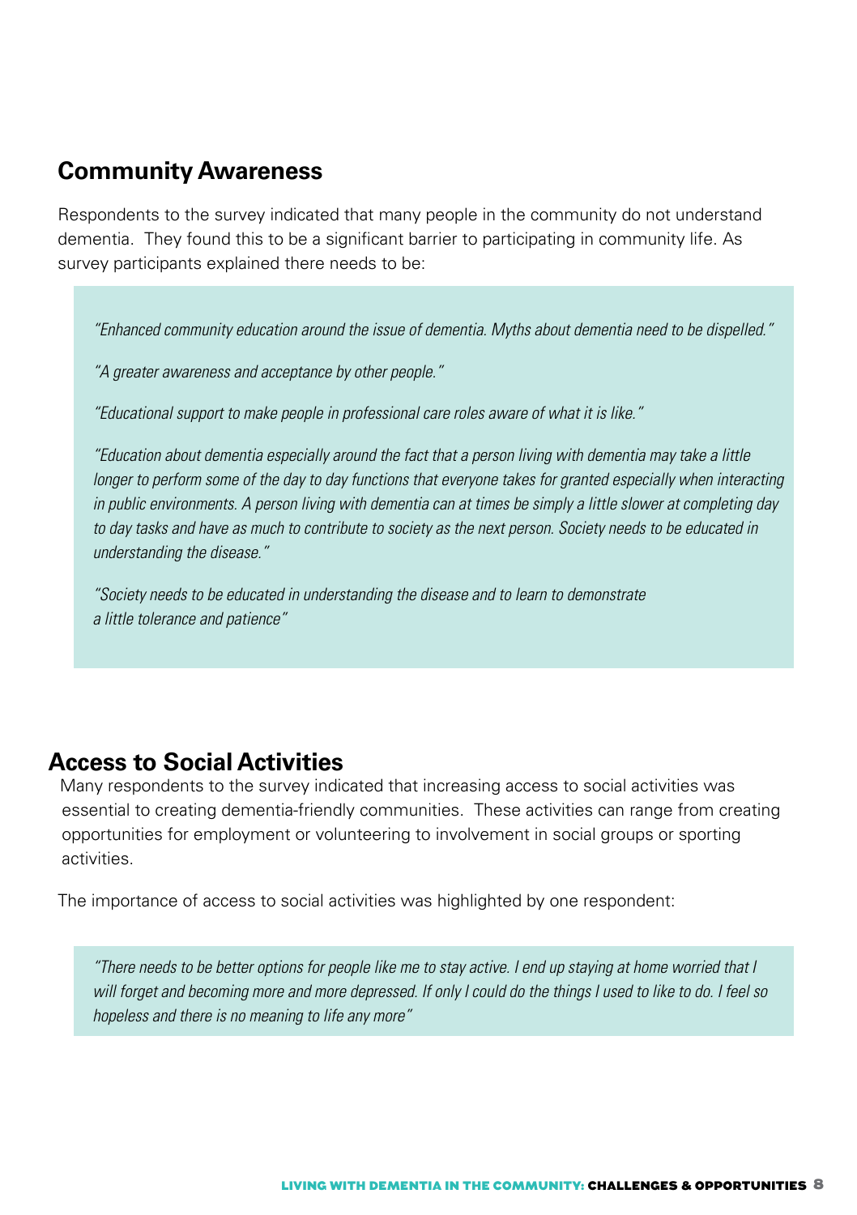## Community Awareness

Respondents to the survey indicated that many people in the community do not understand dementia. They found this to be a significant barrier to participating in community life. As survey participants explained there needs to be:

> *"Enhanced community education around the issue of dementia. Myths about dementia need to be dispelled."*
>
> *"A greater awareness and acceptance by other people."*
>
> *"Educational support to make people in professional care roles aware of what it is like."*
>
> *"Education about dementia especially around the fact that a person living with dementia may take a little longer to perform some of the day to day functions that everyone takes for granted especially when interacting in public environments. A person living with dementia can at times be simply a little slower at completing day to day tasks and have as much to contribute to society as the next person. Society needs to be educated in understanding the disease."*
>
> *"Society needs to be educated in understanding the disease and to learn to demonstrate a little tolerance and patience"*

## Access to Social Activities

Many respondents to the survey indicated that increasing access to social activities was essential to creating dementia-friendly communities. These activities can range from creating opportunities for employment or volunteering to involvement in social groups or sporting activities.

The importance of access to social activities was highlighted by one respondent:

> *"There needs to be better options for people like me to stay active. I end up staying at home worried that I will forget and becoming more and more depressed. If only I could do the things I used to like to do. I feel so hopeless and there is no meaning to life any more"*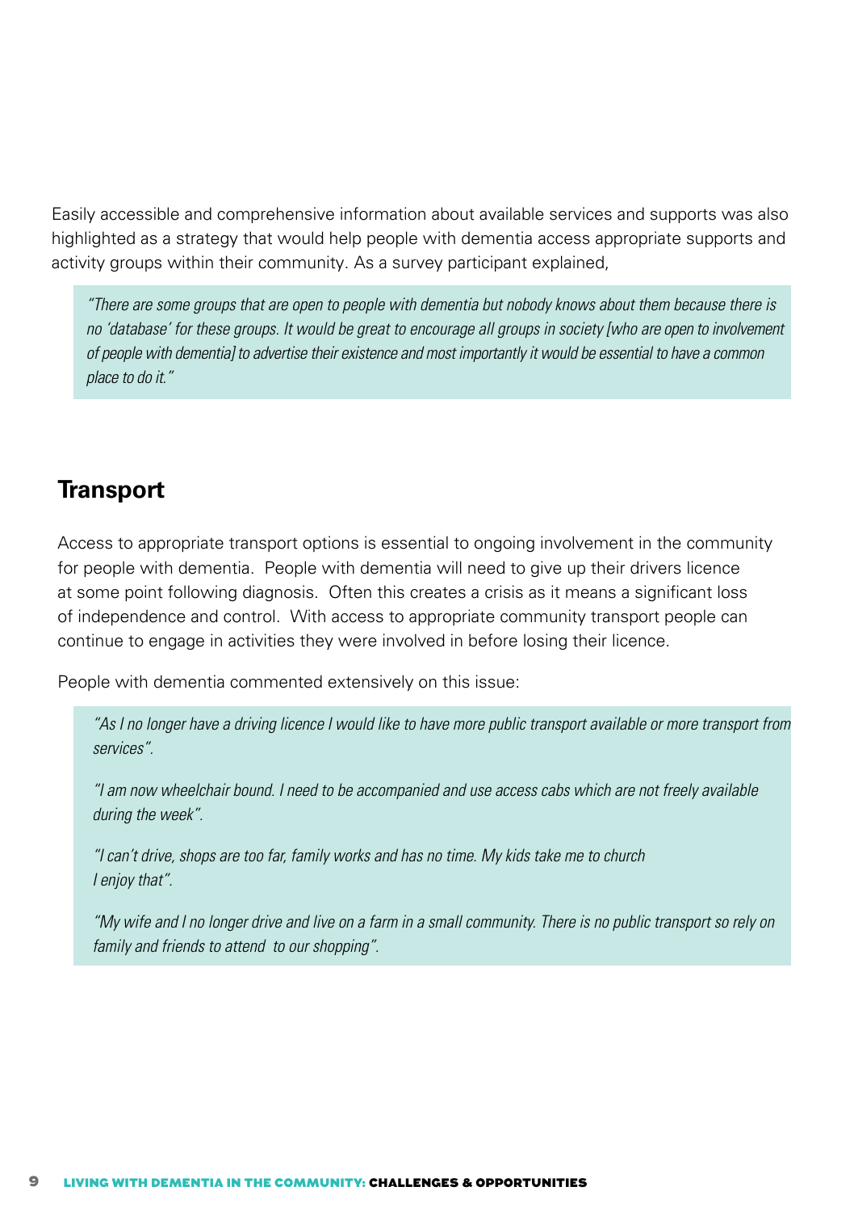Easily accessible and comprehensive information about available services and supports was also highlighted as a strategy that would help people with dementia access appropriate supports and activity groups within their community. As a survey participant explained,

> *"There are some groups that are open to people with dementia but nobody knows about them because there is no 'database' for these groups. It would be great to encourage all groups in society [who are open to involvement of people with dementia] to advertise their existence and most importantly it would be essential to have a common place to do it."*

## Transport

Access to appropriate transport options is essential to ongoing involvement in the community for people with dementia. People with dementia will need to give up their drivers licence at some point following diagnosis. Often this creates a crisis as it means a significant loss of independence and control. With access to appropriate community transport people can continue to engage in activities they were involved in before losing their licence.

People with dementia commented extensively on this issue:

> *"As I no longer have a driving licence I would like to have more public transport available or more transport from services".*
>
> *"I am now wheelchair bound. I need to be accompanied and use access cabs which are not freely available during the week".*
>
> *"I can't drive, shops are too far, family works and has no time. My kids take me to church I enjoy that".*
>
> *"My wife and I no longer drive and live on a farm in a small community. There is no public transport so rely on family and friends to attend to our shopping".*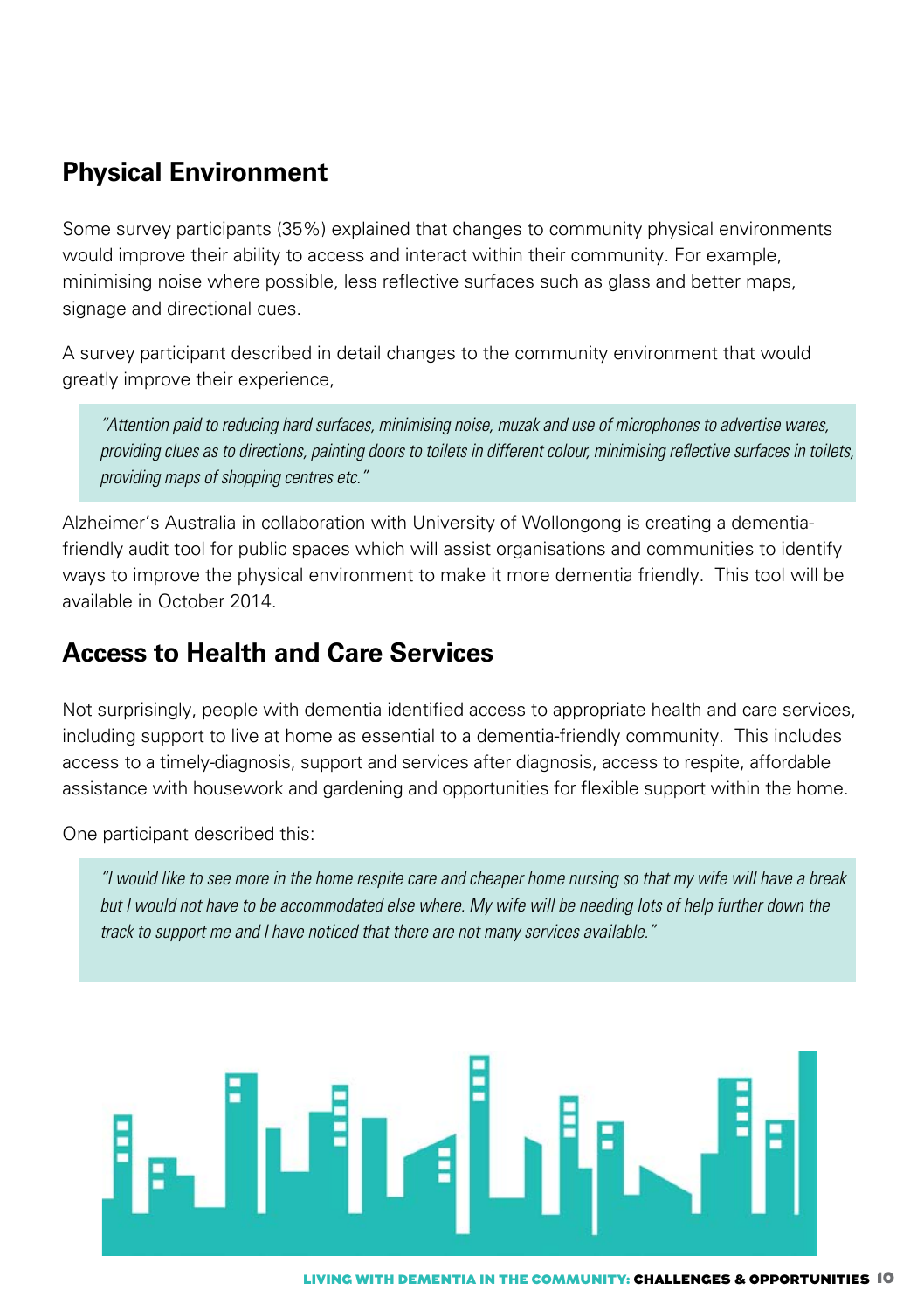## Physical Environment

Some survey participants (35%) explained that changes to community physical environments would improve their ability to access and interact within their community. For example, minimising noise where possible, less reflective surfaces such as glass and better maps, signage and directional cues.

A survey participant described in detail changes to the community environment that would greatly improve their experience,

> *"Attention paid to reducing hard surfaces, minimising noise, muzak and use of microphones to advertise wares, providing clues as to directions, painting doors to toilets in different colour, minimising reflective surfaces in toilets, providing maps of shopping centres etc."*

Alzheimer's Australia in collaboration with University of Wollongong is creating a dementia-friendly audit tool for public spaces which will assist organisations and communities to identify ways to improve the physical environment to make it more dementia friendly. This tool will be available in October 2014.

## Access to Health and Care Services

Not surprisingly, people with dementia identified access to appropriate health and care services, including support to live at home as essential to a dementia-friendly community. This includes access to a timely-diagnosis, support and services after diagnosis, access to respite, affordable assistance with housework and gardening and opportunities for flexible support within the home.

One participant described this:

> *"I would like to see more in the home respite care and cheaper home nursing so that my wife will have a break but I would not have to be accommodated else where. My wife will be needing lots of help further down the track to support me and I have noticed that there are not many services available."*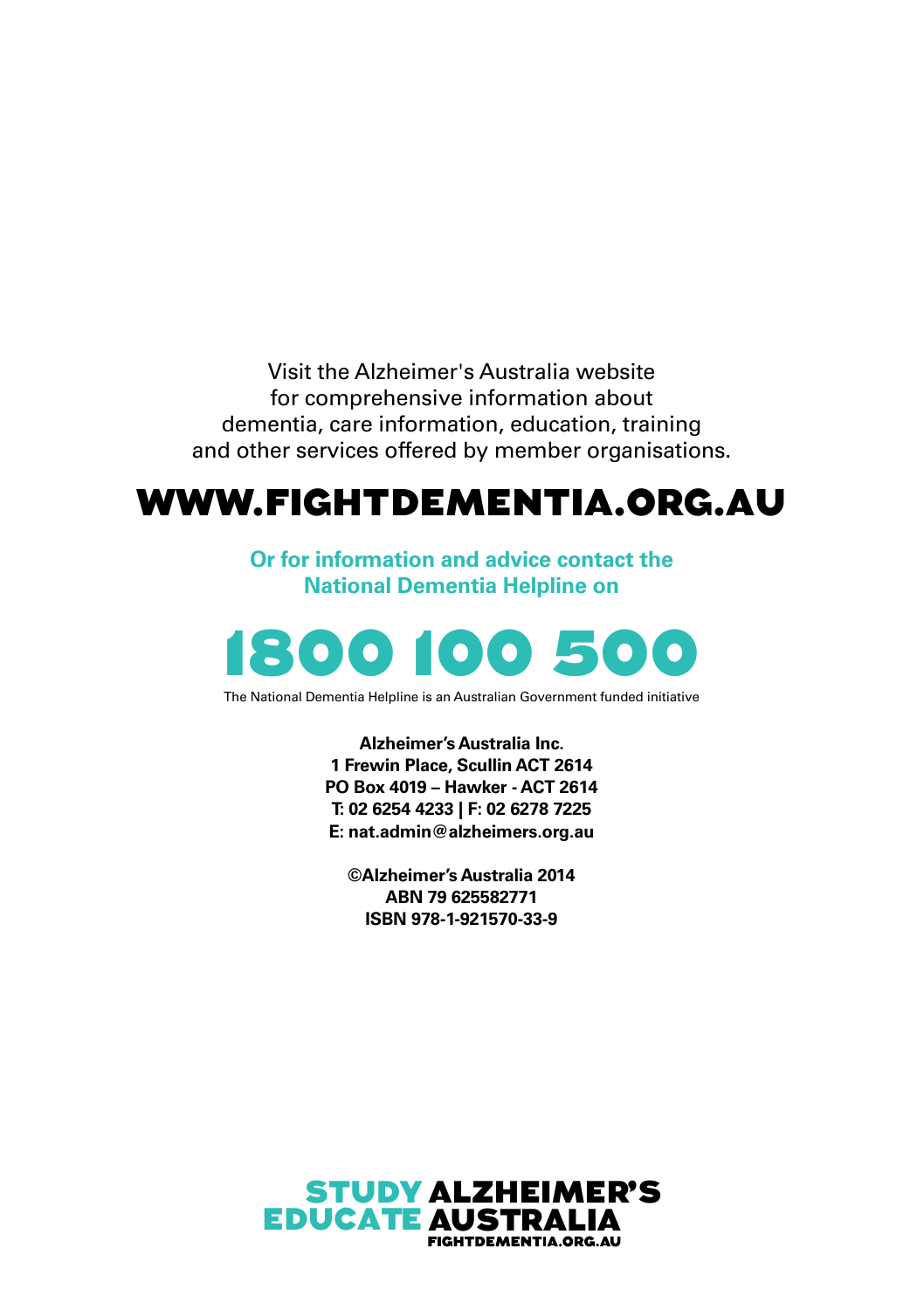Visit the Alzheimer's Australia website
for comprehensive information about
dementia, care information, education, training
and other services offered by member organisations.

# WWW.FIGHTDEMENTIA.ORG.AU

**Or for information and advice contact the
National Dementia Helpline on**

# 1800 100 500

The National Dementia Helpline is an Australian Government funded initiative

**Alzheimer's Australia Inc.**
**1 Frewin Place, Scullin ACT 2614**
**PO Box 4019 – Hawker - ACT 2614**
**T: 02 6254 4233 | F: 02 6278 7225**
**E: nat.admin@alzheimers.org.au**

**©Alzheimer's Australia 2014**
**ABN 79 625582771**
**ISBN 978-1-921570-33-9**

STUDY ALZHEIMER'S
EDUCATE AUSTRALIA
FIGHTDEMENTIA.ORG.AU